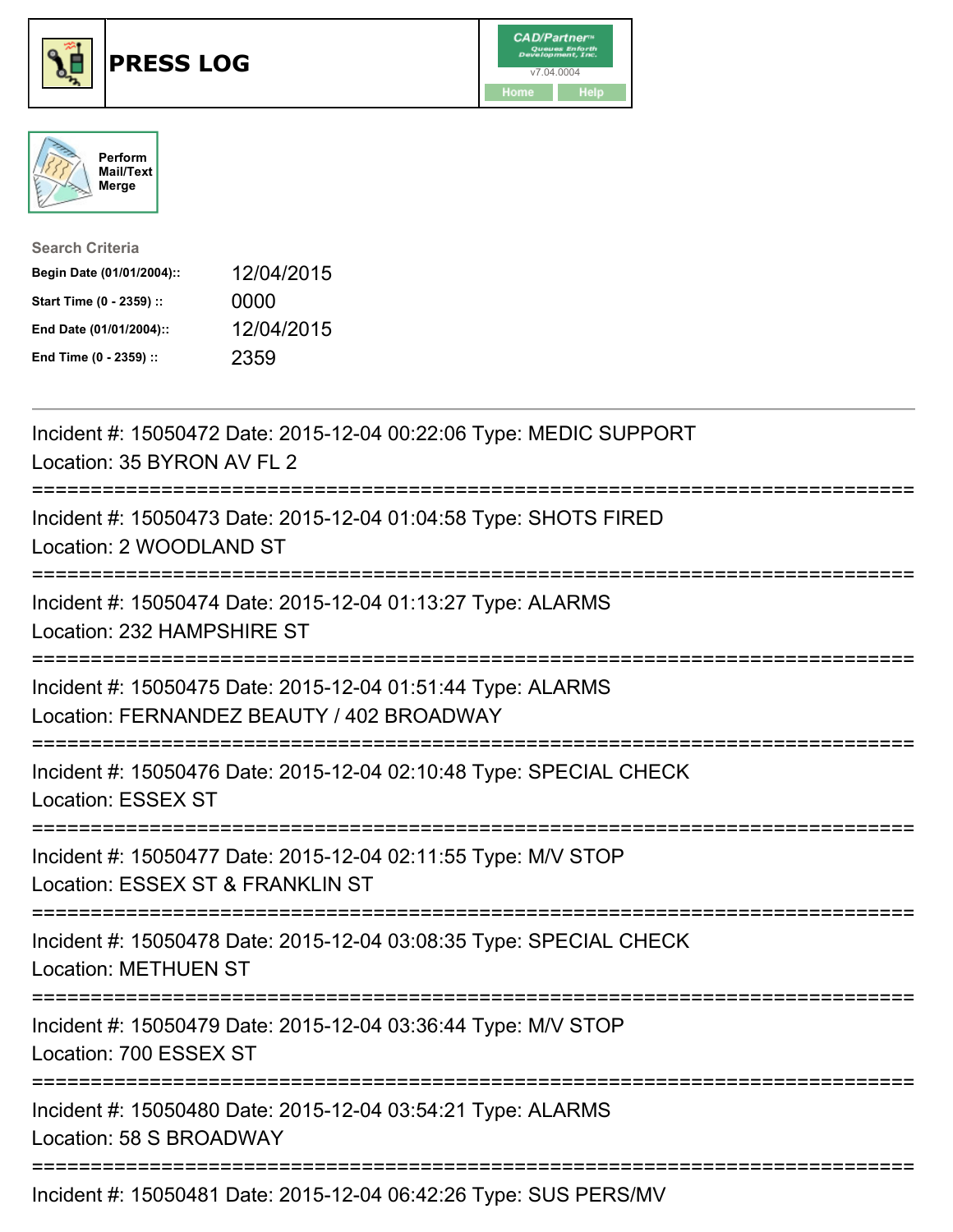# PRESS LOG

CAD/Partner v7.04.0004

Home | Help

Perform Mail/Text Merge

**Search Criteria**

| | |
|---|---|
| **Begin Date (01/01/2004)::** | 12/04/2015 |
| **Start Time (0 - 2359) ::** | 0000 |
| **End Date (01/01/2004)::** | 12/04/2015 |
| **End Time (0 - 2359) ::** | 2359 |

---

Incident #: 15050472 Date: 2015-12-04 00:22:06 Type: MEDIC SUPPORT
Location: 35 BYRON AV FL 2

===========================================================================

Incident #: 15050473 Date: 2015-12-04 01:04:58 Type: SHOTS FIRED
Location: 2 WOODLAND ST

===========================================================================

Incident #: 15050474 Date: 2015-12-04 01:13:27 Type: ALARMS
Location: 232 HAMPSHIRE ST

===========================================================================

Incident #: 15050475 Date: 2015-12-04 01:51:44 Type: ALARMS
Location: FERNANDEZ BEAUTY / 402 BROADWAY

===========================================================================

Incident #: 15050476 Date: 2015-12-04 02:10:48 Type: SPECIAL CHECK
Location: ESSEX ST

===========================================================================

Incident #: 15050477 Date: 2015-12-04 02:11:55 Type: M/V STOP
Location: ESSEX ST & FRANKLIN ST

===========================================================================

Incident #: 15050478 Date: 2015-12-04 03:08:35 Type: SPECIAL CHECK
Location: METHUEN ST

===========================================================================

Incident #: 15050479 Date: 2015-12-04 03:36:44 Type: M/V STOP
Location: 700 ESSEX ST

===========================================================================

Incident #: 15050480 Date: 2015-12-04 03:54:21 Type: ALARMS
Location: 58 S BROADWAY

===========================================================================

Incident #: 15050481 Date: 2015-12-04 06:42:26 Type: SUS PERS/MV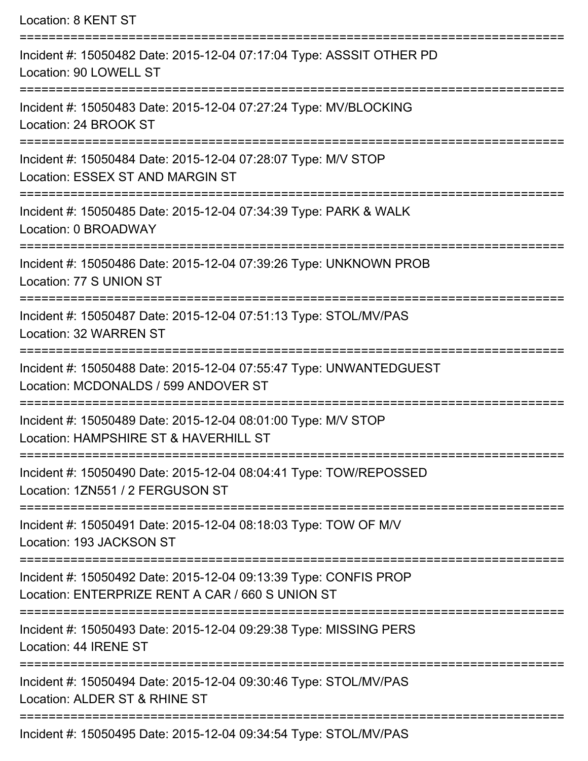Location: 8 KENT ST

===========================================================================

Incident #: 15050482 Date: 2015-12-04 07:17:04 Type: ASSSIT OTHER PD
Location: 90 LOWELL ST

===========================================================================

Incident #: 15050483 Date: 2015-12-04 07:27:24 Type: MV/BLOCKING
Location: 24 BROOK ST

===========================================================================

Incident #: 15050484 Date: 2015-12-04 07:28:07 Type: M/V STOP
Location: ESSEX ST AND MARGIN ST

===========================================================================

Incident #: 15050485 Date: 2015-12-04 07:34:39 Type: PARK & WALK
Location: 0 BROADWAY

===========================================================================

Incident #: 15050486 Date: 2015-12-04 07:39:26 Type: UNKNOWN PROB
Location: 77 S UNION ST

===========================================================================

Incident #: 15050487 Date: 2015-12-04 07:51:13 Type: STOL/MV/PAS
Location: 32 WARREN ST

===========================================================================

Incident #: 15050488 Date: 2015-12-04 07:55:47 Type: UNWANTEDGUEST
Location: MCDONALDS / 599 ANDOVER ST

===========================================================================

Incident #: 15050489 Date: 2015-12-04 08:01:00 Type: M/V STOP
Location: HAMPSHIRE ST & HAVERHILL ST

===========================================================================

Incident #: 15050490 Date: 2015-12-04 08:04:41 Type: TOW/REPOSSED
Location: 1ZN551 / 2 FERGUSON ST

===========================================================================

Incident #: 15050491 Date: 2015-12-04 08:18:03 Type: TOW OF M/V
Location: 193 JACKSON ST

===========================================================================

Incident #: 15050492 Date: 2015-12-04 09:13:39 Type: CONFIS PROP
Location: ENTERPRIZE RENT A CAR / 660 S UNION ST

===========================================================================

Incident #: 15050493 Date: 2015-12-04 09:29:38 Type: MISSING PERS
Location: 44 IRENE ST

===========================================================================

Incident #: 15050494 Date: 2015-12-04 09:30:46 Type: STOL/MV/PAS
Location: ALDER ST & RHINE ST

===========================================================================

Incident #: 15050495 Date: 2015-12-04 09:34:54 Type: STOL/MV/PAS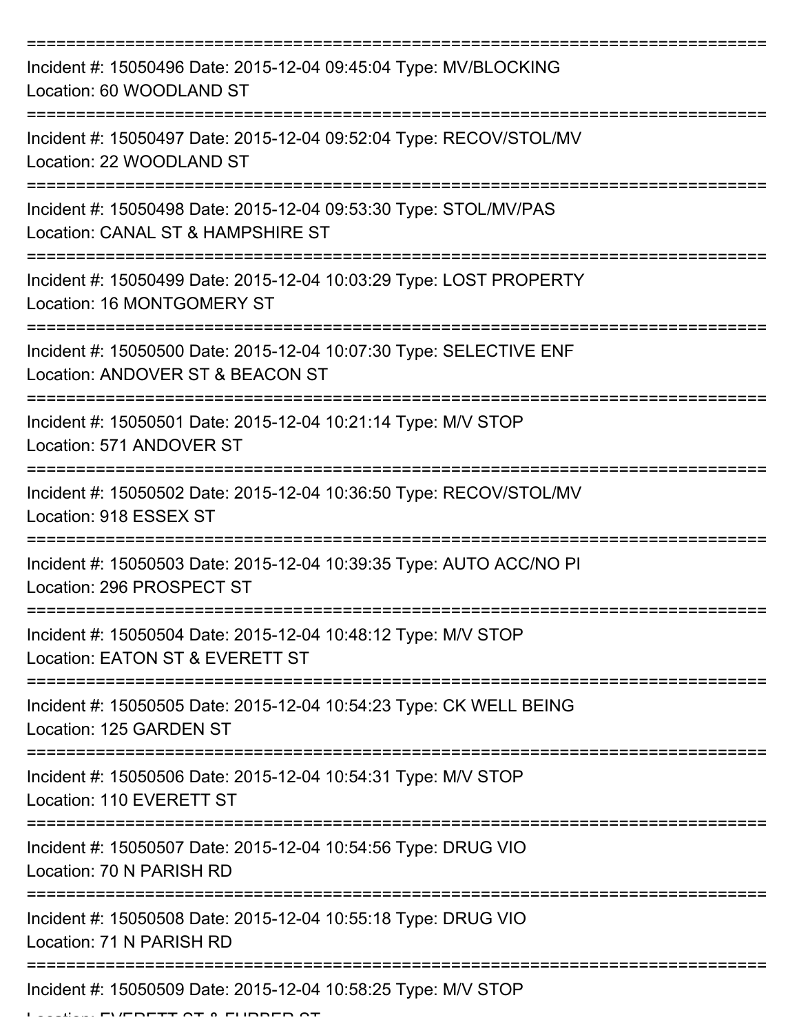===========================================================================
Incident #: 15050496 Date: 2015-12-04 09:45:04 Type: MV/BLOCKING
Location: 60 WOODLAND ST
===========================================================================
Incident #: 15050497 Date: 2015-12-04 09:52:04 Type: RECOV/STOL/MV
Location: 22 WOODLAND ST
===========================================================================
Incident #: 15050498 Date: 2015-12-04 09:53:30 Type: STOL/MV/PAS
Location: CANAL ST & HAMPSHIRE ST
===========================================================================
Incident #: 15050499 Date: 2015-12-04 10:03:29 Type: LOST PROPERTY
Location: 16 MONTGOMERY ST
===========================================================================
Incident #: 15050500 Date: 2015-12-04 10:07:30 Type: SELECTIVE ENF
Location: ANDOVER ST & BEACON ST
===========================================================================
Incident #: 15050501 Date: 2015-12-04 10:21:14 Type: M/V STOP
Location: 571 ANDOVER ST
===========================================================================
Incident #: 15050502 Date: 2015-12-04 10:36:50 Type: RECOV/STOL/MV
Location: 918 ESSEX ST
===========================================================================
Incident #: 15050503 Date: 2015-12-04 10:39:35 Type: AUTO ACC/NO PI
Location: 296 PROSPECT ST
===========================================================================
Incident #: 15050504 Date: 2015-12-04 10:48:12 Type: M/V STOP
Location: EATON ST & EVERETT ST
===========================================================================
Incident #: 15050505 Date: 2015-12-04 10:54:23 Type: CK WELL BEING
Location: 125 GARDEN ST
===========================================================================
Incident #: 15050506 Date: 2015-12-04 10:54:31 Type: M/V STOP
Location: 110 EVERETT ST
===========================================================================
Incident #: 15050507 Date: 2015-12-04 10:54:56 Type: DRUG VIO
Location: 70 N PARISH RD
===========================================================================
Incident #: 15050508 Date: 2015-12-04 10:55:18 Type: DRUG VIO
Location: 71 N PARISH RD
===========================================================================
Incident #: 15050509 Date: 2015-12-04 10:58:25 Type: M/V STOP
Location: EVERETT ST & FURBER ST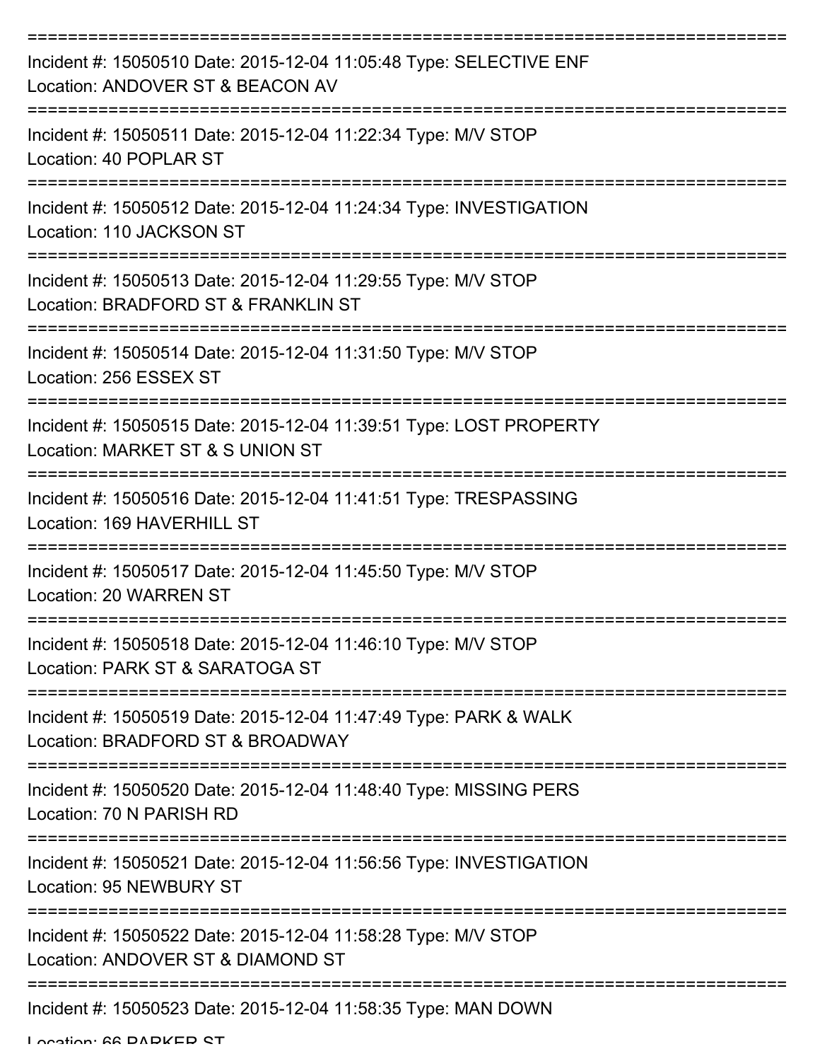===========================================================================

Incident #: 15050510 Date: 2015-12-04 11:05:48 Type: SELECTIVE ENF
Location: ANDOVER ST & BEACON AV

===========================================================================

Incident #: 15050511 Date: 2015-12-04 11:22:34 Type: M/V STOP
Location: 40 POPLAR ST

===========================================================================

Incident #: 15050512 Date: 2015-12-04 11:24:34 Type: INVESTIGATION
Location: 110 JACKSON ST

===========================================================================

Incident #: 15050513 Date: 2015-12-04 11:29:55 Type: M/V STOP
Location: BRADFORD ST & FRANKLIN ST

===========================================================================

Incident #: 15050514 Date: 2015-12-04 11:31:50 Type: M/V STOP
Location: 256 ESSEX ST

===========================================================================

Incident #: 15050515 Date: 2015-12-04 11:39:51 Type: LOST PROPERTY
Location: MARKET ST & S UNION ST

===========================================================================

Incident #: 15050516 Date: 2015-12-04 11:41:51 Type: TRESPASSING
Location: 169 HAVERHILL ST

===========================================================================

Incident #: 15050517 Date: 2015-12-04 11:45:50 Type: M/V STOP
Location: 20 WARREN ST

===========================================================================

Incident #: 15050518 Date: 2015-12-04 11:46:10 Type: M/V STOP
Location: PARK ST & SARATOGA ST

===========================================================================

Incident #: 15050519 Date: 2015-12-04 11:47:49 Type: PARK & WALK
Location: BRADFORD ST & BROADWAY

===========================================================================

Incident #: 15050520 Date: 2015-12-04 11:48:40 Type: MISSING PERS
Location: 70 N PARISH RD

===========================================================================

Incident #: 15050521 Date: 2015-12-04 11:56:56 Type: INVESTIGATION
Location: 95 NEWBURY ST

===========================================================================

Incident #: 15050522 Date: 2015-12-04 11:58:28 Type: M/V STOP
Location: ANDOVER ST & DIAMOND ST

===========================================================================

Incident #: 15050523 Date: 2015-12-04 11:58:35 Type: MAN DOWN
Location: 66 PARKER ST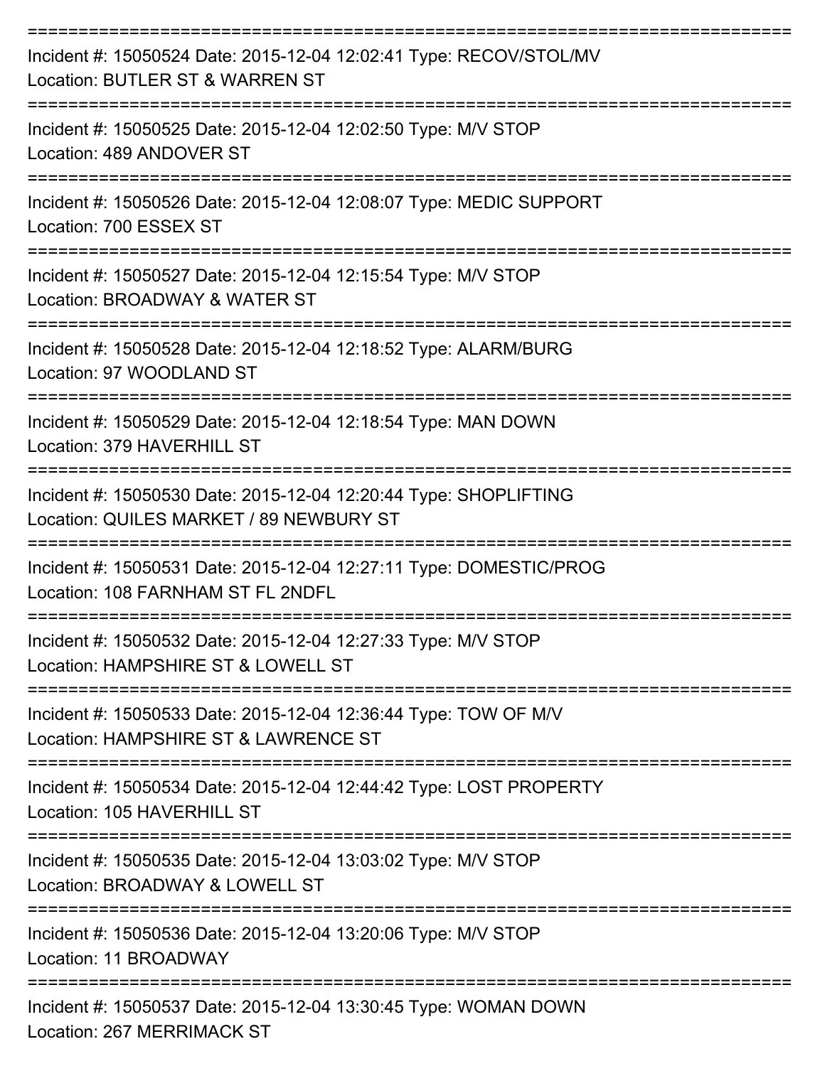===========================================================================

Incident #: 15050524 Date: 2015-12-04 12:02:41 Type: RECOV/STOL/MV
Location: BUTLER ST & WARREN ST

===========================================================================

Incident #: 15050525 Date: 2015-12-04 12:02:50 Type: M/V STOP
Location: 489 ANDOVER ST

===========================================================================

Incident #: 15050526 Date: 2015-12-04 12:08:07 Type: MEDIC SUPPORT
Location: 700 ESSEX ST

===========================================================================

Incident #: 15050527 Date: 2015-12-04 12:15:54 Type: M/V STOP
Location: BROADWAY & WATER ST

===========================================================================

Incident #: 15050528 Date: 2015-12-04 12:18:52 Type: ALARM/BURG
Location: 97 WOODLAND ST

===========================================================================

Incident #: 15050529 Date: 2015-12-04 12:18:54 Type: MAN DOWN
Location: 379 HAVERHILL ST

===========================================================================

Incident #: 15050530 Date: 2015-12-04 12:20:44 Type: SHOPLIFTING
Location: QUILES MARKET / 89 NEWBURY ST

===========================================================================

Incident #: 15050531 Date: 2015-12-04 12:27:11 Type: DOMESTIC/PROG
Location: 108 FARNHAM ST FL 2NDFL

===========================================================================

Incident #: 15050532 Date: 2015-12-04 12:27:33 Type: M/V STOP
Location: HAMPSHIRE ST & LOWELL ST

===========================================================================

Incident #: 15050533 Date: 2015-12-04 12:36:44 Type: TOW OF M/V
Location: HAMPSHIRE ST & LAWRENCE ST

===========================================================================

Incident #: 15050534 Date: 2015-12-04 12:44:42 Type: LOST PROPERTY
Location: 105 HAVERHILL ST

===========================================================================

Incident #: 15050535 Date: 2015-12-04 13:03:02 Type: M/V STOP
Location: BROADWAY & LOWELL ST

===========================================================================

Incident #: 15050536 Date: 2015-12-04 13:20:06 Type: M/V STOP
Location: 11 BROADWAY

===========================================================================

Incident #: 15050537 Date: 2015-12-04 13:30:45 Type: WOMAN DOWN
Location: 267 MERRIMACK ST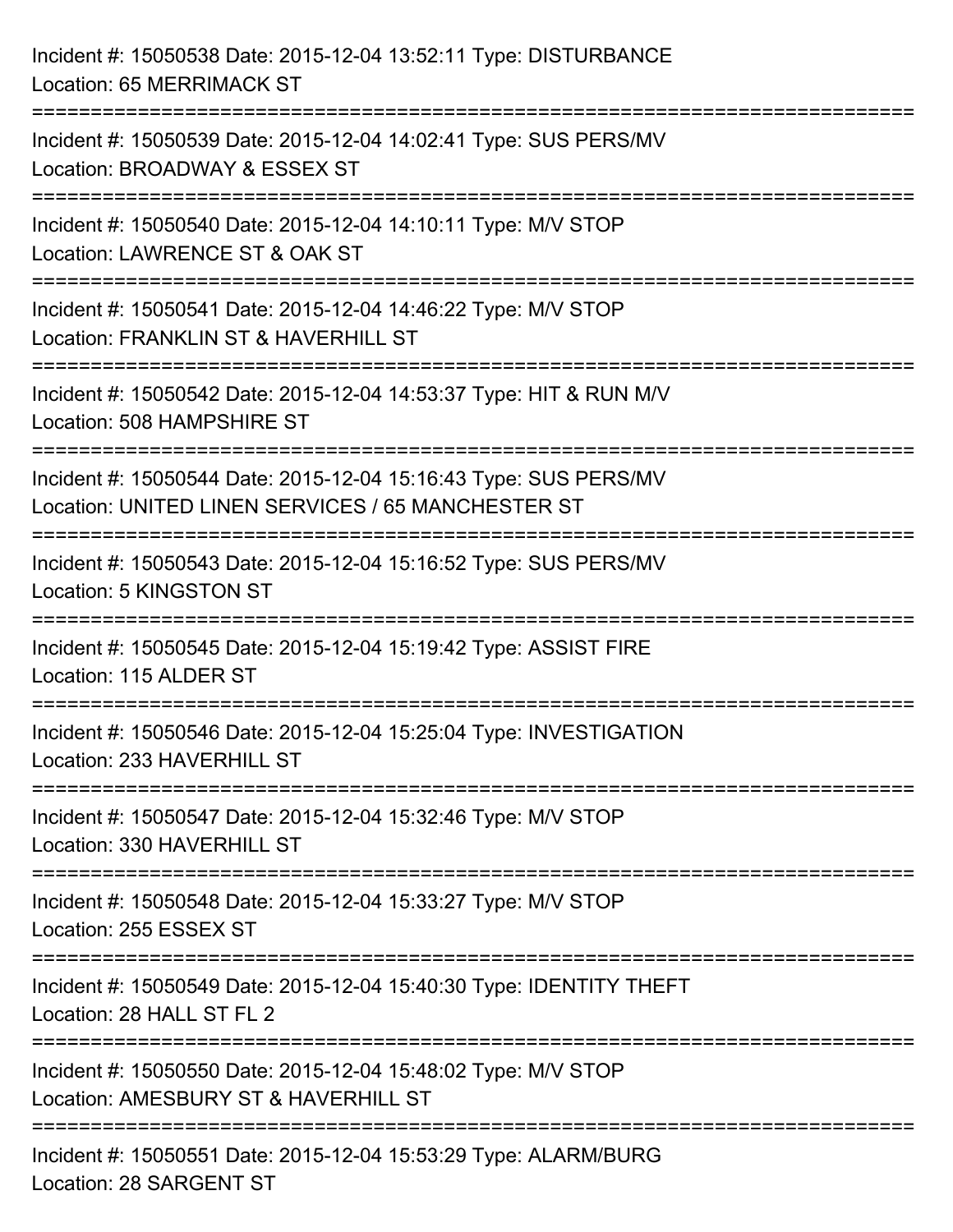Incident #: 15050538 Date: 2015-12-04 13:52:11 Type: DISTURBANCE
Location: 65 MERRIMACK ST

===========================================================================

Incident #: 15050539 Date: 2015-12-04 14:02:41 Type: SUS PERS/MV
Location: BROADWAY & ESSEX ST

===========================================================================

Incident #: 15050540 Date: 2015-12-04 14:10:11 Type: M/V STOP
Location: LAWRENCE ST & OAK ST

===========================================================================

Incident #: 15050541 Date: 2015-12-04 14:46:22 Type: M/V STOP
Location: FRANKLIN ST & HAVERHILL ST

===========================================================================

Incident #: 15050542 Date: 2015-12-04 14:53:37 Type: HIT & RUN M/V
Location: 508 HAMPSHIRE ST

===========================================================================

Incident #: 15050544 Date: 2015-12-04 15:16:43 Type: SUS PERS/MV
Location: UNITED LINEN SERVICES / 65 MANCHESTER ST

===========================================================================

Incident #: 15050543 Date: 2015-12-04 15:16:52 Type: SUS PERS/MV
Location: 5 KINGSTON ST

===========================================================================

Incident #: 15050545 Date: 2015-12-04 15:19:42 Type: ASSIST FIRE
Location: 115 ALDER ST

===========================================================================

Incident #: 15050546 Date: 2015-12-04 15:25:04 Type: INVESTIGATION
Location: 233 HAVERHILL ST

===========================================================================

Incident #: 15050547 Date: 2015-12-04 15:32:46 Type: M/V STOP
Location: 330 HAVERHILL ST

===========================================================================

Incident #: 15050548 Date: 2015-12-04 15:33:27 Type: M/V STOP
Location: 255 ESSEX ST

===========================================================================

Incident #: 15050549 Date: 2015-12-04 15:40:30 Type: IDENTITY THEFT
Location: 28 HALL ST FL 2

===========================================================================

Incident #: 15050550 Date: 2015-12-04 15:48:02 Type: M/V STOP
Location: AMESBURY ST & HAVERHILL ST

===========================================================================

Incident #: 15050551 Date: 2015-12-04 15:53:29 Type: ALARM/BURG
Location: 28 SARGENT ST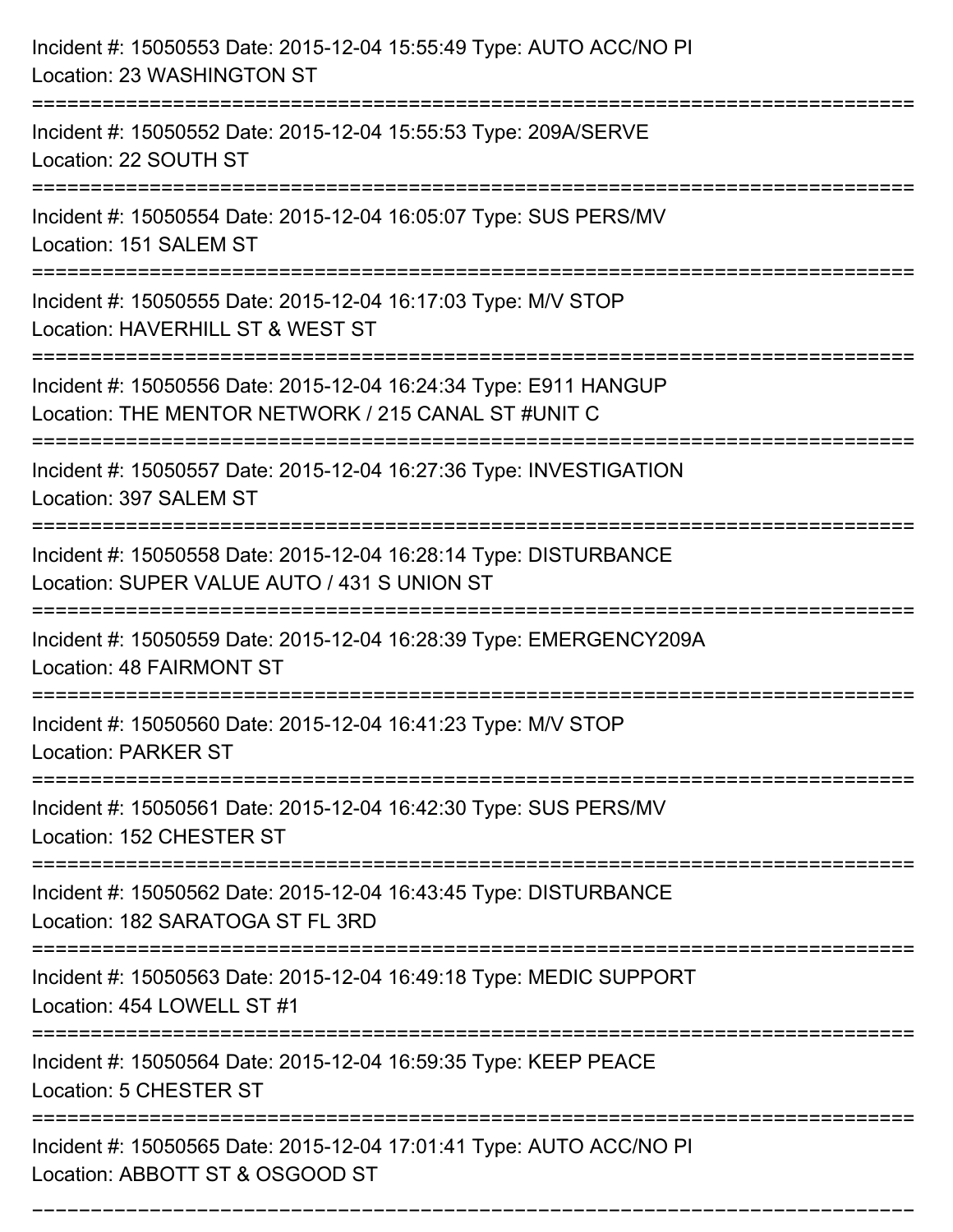Incident #: 15050553 Date: 2015-12-04 15:55:49 Type: AUTO ACC/NO PI
Location: 23 WASHINGTON ST

===========================================================================

Incident #: 15050552 Date: 2015-12-04 15:55:53 Type: 209A/SERVE
Location: 22 SOUTH ST

===========================================================================

Incident #: 15050554 Date: 2015-12-04 16:05:07 Type: SUS PERS/MV
Location: 151 SALEM ST

===========================================================================

Incident #: 15050555 Date: 2015-12-04 16:17:03 Type: M/V STOP
Location: HAVERHILL ST & WEST ST

===========================================================================

Incident #: 15050556 Date: 2015-12-04 16:24:34 Type: E911 HANGUP
Location: THE MENTOR NETWORK / 215 CANAL ST #UNIT C

===========================================================================

Incident #: 15050557 Date: 2015-12-04 16:27:36 Type: INVESTIGATION
Location: 397 SALEM ST

===========================================================================

Incident #: 15050558 Date: 2015-12-04 16:28:14 Type: DISTURBANCE
Location: SUPER VALUE AUTO / 431 S UNION ST

===========================================================================

Incident #: 15050559 Date: 2015-12-04 16:28:39 Type: EMERGENCY209A
Location: 48 FAIRMONT ST

===========================================================================

Incident #: 15050560 Date: 2015-12-04 16:41:23 Type: M/V STOP
Location: PARKER ST

===========================================================================

Incident #: 15050561 Date: 2015-12-04 16:42:30 Type: SUS PERS/MV
Location: 152 CHESTER ST

===========================================================================

Incident #: 15050562 Date: 2015-12-04 16:43:45 Type: DISTURBANCE
Location: 182 SARATOGA ST FL 3RD

===========================================================================

Incident #: 15050563 Date: 2015-12-04 16:49:18 Type: MEDIC SUPPORT
Location: 454 LOWELL ST #1

===========================================================================

Incident #: 15050564 Date: 2015-12-04 16:59:35 Type: KEEP PEACE
Location: 5 CHESTER ST

===========================================================================

Incident #: 15050565 Date: 2015-12-04 17:01:41 Type: AUTO ACC/NO PI
Location: ABBOTT ST & OSGOOD ST

===========================================================================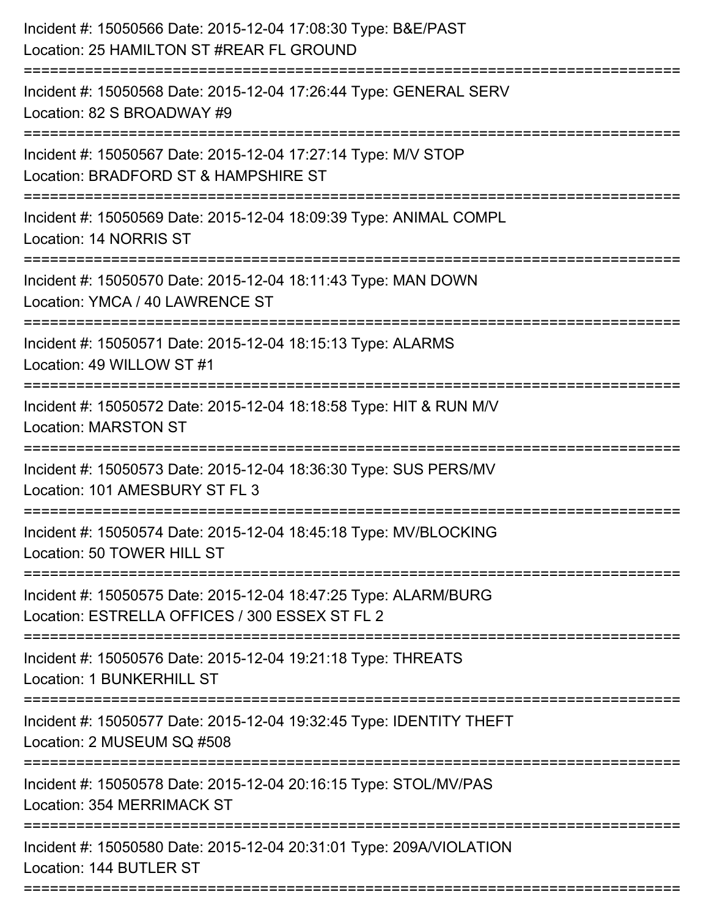Incident #: 15050566 Date: 2015-12-04 17:08:30 Type: B&E/PAST
Location: 25 HAMILTON ST #REAR FL GROUND

===========================================================================

Incident #: 15050568 Date: 2015-12-04 17:26:44 Type: GENERAL SERV
Location: 82 S BROADWAY #9

===========================================================================

Incident #: 15050567 Date: 2015-12-04 17:27:14 Type: M/V STOP
Location: BRADFORD ST & HAMPSHIRE ST

===========================================================================

Incident #: 15050569 Date: 2015-12-04 18:09:39 Type: ANIMAL COMPL
Location: 14 NORRIS ST

===========================================================================

Incident #: 15050570 Date: 2015-12-04 18:11:43 Type: MAN DOWN
Location: YMCA / 40 LAWRENCE ST

===========================================================================

Incident #: 15050571 Date: 2015-12-04 18:15:13 Type: ALARMS
Location: 49 WILLOW ST #1

===========================================================================

Incident #: 15050572 Date: 2015-12-04 18:18:58 Type: HIT & RUN M/V
Location: MARSTON ST

===========================================================================

Incident #: 15050573 Date: 2015-12-04 18:36:30 Type: SUS PERS/MV
Location: 101 AMESBURY ST FL 3

===========================================================================

Incident #: 15050574 Date: 2015-12-04 18:45:18 Type: MV/BLOCKING
Location: 50 TOWER HILL ST

===========================================================================

Incident #: 15050575 Date: 2015-12-04 18:47:25 Type: ALARM/BURG
Location: ESTRELLA OFFICES / 300 ESSEX ST FL 2

===========================================================================

Incident #: 15050576 Date: 2015-12-04 19:21:18 Type: THREATS
Location: 1 BUNKERHILL ST

===========================================================================

Incident #: 15050577 Date: 2015-12-04 19:32:45 Type: IDENTITY THEFT
Location: 2 MUSEUM SQ #508

===========================================================================

Incident #: 15050578 Date: 2015-12-04 20:16:15 Type: STOL/MV/PAS
Location: 354 MERRIMACK ST

===========================================================================

Incident #: 15050580 Date: 2015-12-04 20:31:01 Type: 209A/VIOLATION
Location: 144 BUTLER ST

===========================================================================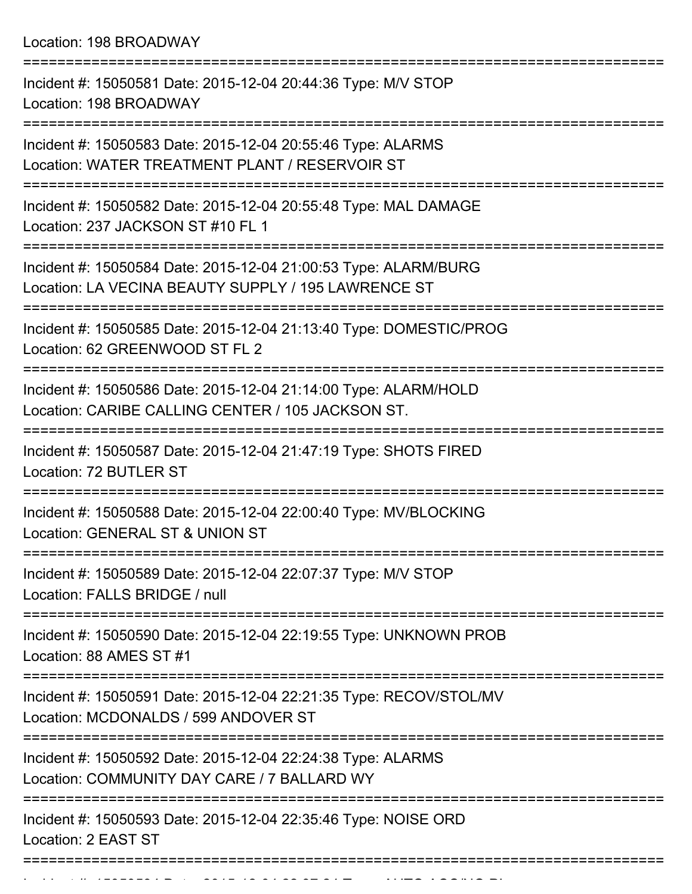Location: 198 BROADWAY

===========================================================================

Incident #: 15050581 Date: 2015-12-04 20:44:36 Type: M/V STOP
Location: 198 BROADWAY

===========================================================================

Incident #: 15050583 Date: 2015-12-04 20:55:46 Type: ALARMS
Location: WATER TREATMENT PLANT / RESERVOIR ST

===========================================================================

Incident #: 15050582 Date: 2015-12-04 20:55:48 Type: MAL DAMAGE
Location: 237 JACKSON ST #10 FL 1

===========================================================================

Incident #: 15050584 Date: 2015-12-04 21:00:53 Type: ALARM/BURG
Location: LA VECINA BEAUTY SUPPLY / 195 LAWRENCE ST

===========================================================================

Incident #: 15050585 Date: 2015-12-04 21:13:40 Type: DOMESTIC/PROG
Location: 62 GREENWOOD ST FL 2

===========================================================================

Incident #: 15050586 Date: 2015-12-04 21:14:00 Type: ALARM/HOLD
Location: CARIBE CALLING CENTER / 105 JACKSON ST.

===========================================================================

Incident #: 15050587 Date: 2015-12-04 21:47:19 Type: SHOTS FIRED
Location: 72 BUTLER ST

===========================================================================

Incident #: 15050588 Date: 2015-12-04 22:00:40 Type: MV/BLOCKING
Location: GENERAL ST & UNION ST

===========================================================================

Incident #: 15050589 Date: 2015-12-04 22:07:37 Type: M/V STOP
Location: FALLS BRIDGE / null

===========================================================================

Incident #: 15050590 Date: 2015-12-04 22:19:55 Type: UNKNOWN PROB
Location: 88 AMES ST #1

===========================================================================

Incident #: 15050591 Date: 2015-12-04 22:21:35 Type: RECOV/STOL/MV
Location: MCDONALDS / 599 ANDOVER ST

===========================================================================

Incident #: 15050592 Date: 2015-12-04 22:24:38 Type: ALARMS
Location: COMMUNITY DAY CARE / 7 BALLARD WY

===========================================================================

Incident #: 15050593 Date: 2015-12-04 22:35:46 Type: NOISE ORD
Location: 2 EAST ST

===========================================================================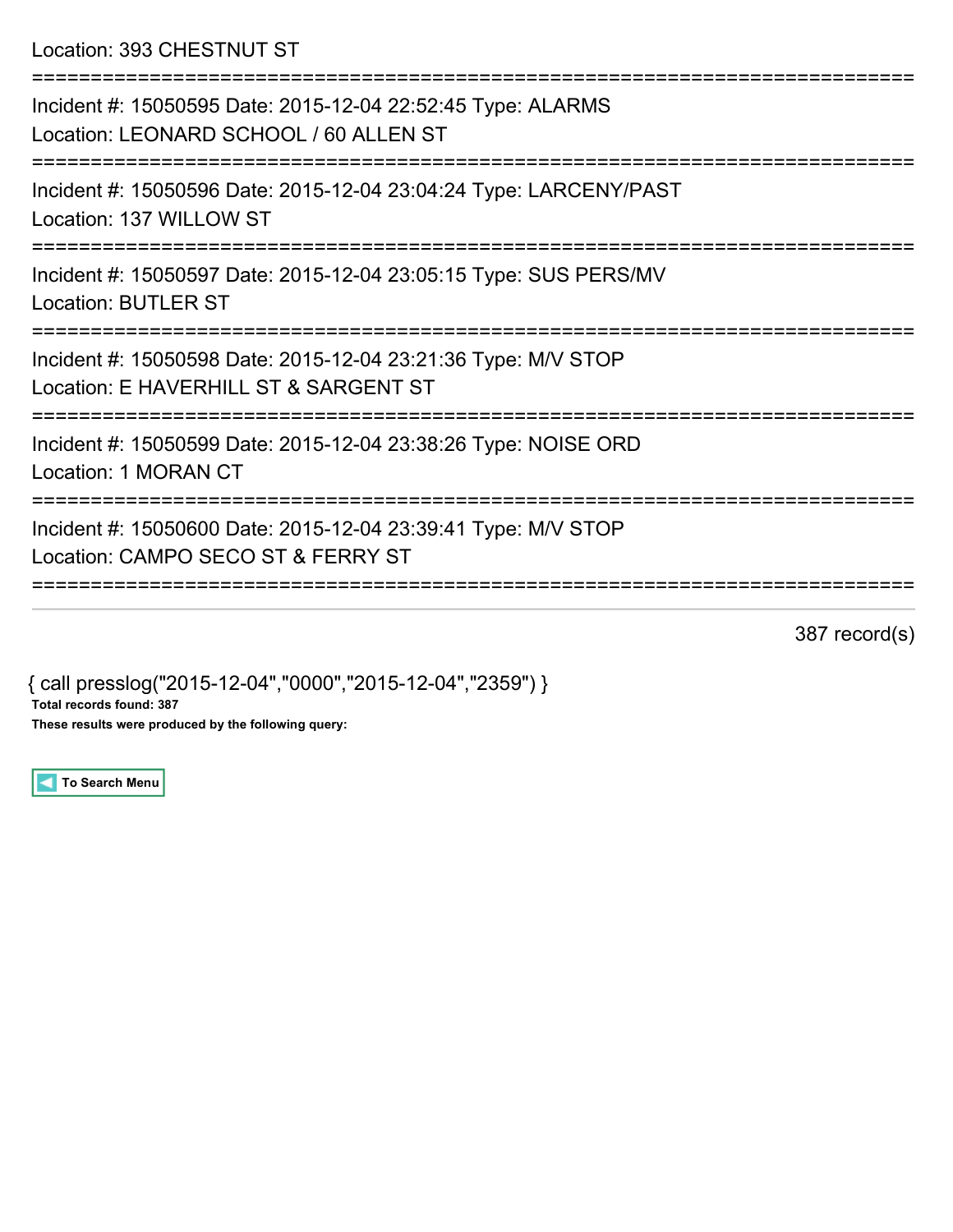Location: 393 CHESTNUT ST

===========================================================================

Incident #: 15050595 Date: 2015-12-04 22:52:45 Type: ALARMS

Location: LEONARD SCHOOL / 60 ALLEN ST

===========================================================================

Incident #: 15050596 Date: 2015-12-04 23:04:24 Type: LARCENY/PAST

Location: 137 WILLOW ST

===========================================================================

Incident #: 15050597 Date: 2015-12-04 23:05:15 Type: SUS PERS/MV

Location: BUTLER ST

===========================================================================

Incident #: 15050598 Date: 2015-12-04 23:21:36 Type: M/V STOP

Location: E HAVERHILL ST & SARGENT ST

===========================================================================

Incident #: 15050599 Date: 2015-12-04 23:38:26 Type: NOISE ORD

Location: 1 MORAN CT

===========================================================================

Incident #: 15050600 Date: 2015-12-04 23:39:41 Type: M/V STOP

Location: CAMPO SECO ST & FERRY ST

===========================================================================

387 record(s)

{ call presslog("2015-12-04","0000","2015-12-04","2359") }

**Total records found: 387**

**These results were produced by the following query:**

To Search Menu